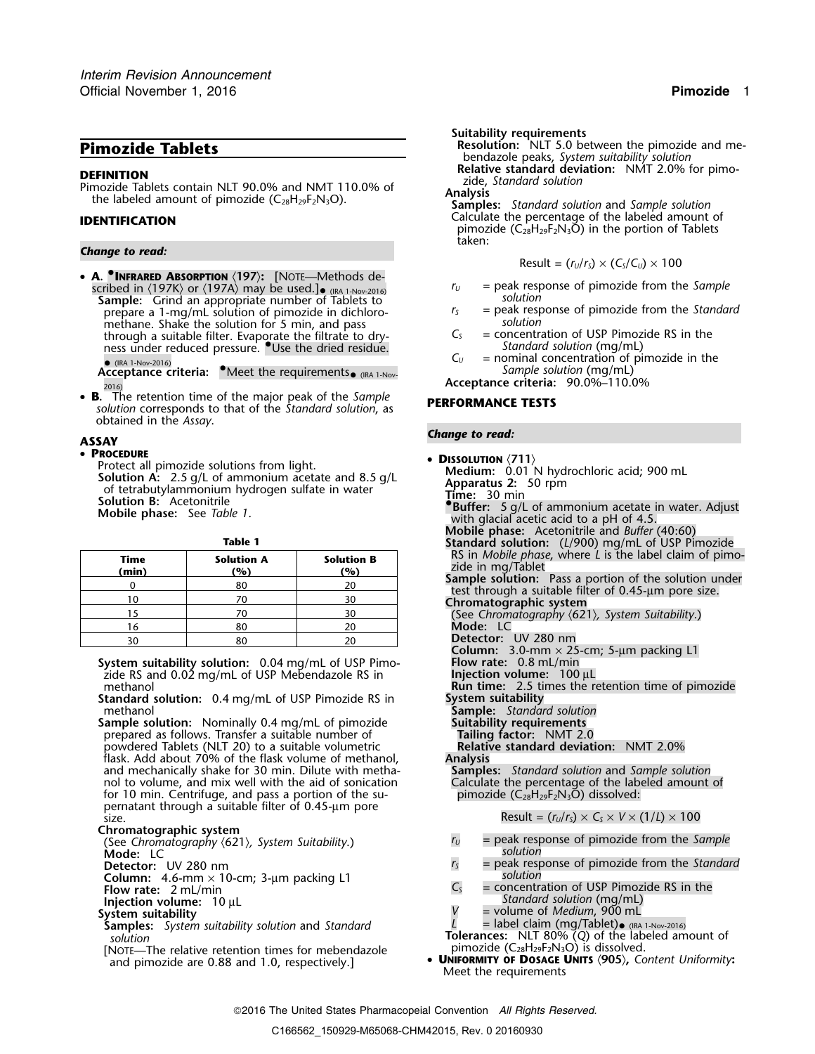# Pimozide Tablets

## DEFINITION

Pimozide Tablets contain NLT 90.0% and NMT 110.0% of the labeled amount of pimozide ($C_{28}H_{29}F_2N_3O$).

## IDENTIFICATION

***Change to read:***

- **A.** •**INFRARED ABSORPTION** 〈197〉: [NOTE—Methods described in 〈197K〉 or 〈197A〉 may be used.]• (IRA 1-Nov-2016)
  **Sample:** Grind an appropriate number of Tablets to prepare a 1-mg/mL solution of pimozide in dichloromethane. Shake the solution for 5 min, and pass through a suitable filter. Evaporate the filtrate to dryness under reduced pressure. •Use the dried residue.• (IRA 1-Nov-2016)
  **Acceptance criteria:** •Meet the requirements• (IRA 1-Nov-2016)
- **B.** The retention time of the major peak of the *Sample solution* corresponds to that of the *Standard solution*, as obtained in the *Assay*.

## ASSAY

- **PROCEDURE**
  Protect all pimozide solutions from light.
  **Solution A:** 2.5 g/L of ammonium acetate and 8.5 g/L of tetrabutylammonium hydrogen sulfate in water
  **Solution B:** Acetonitrile
  **Mobile phase:** See *Table 1*.

**Table 1**

| Time (min) | Solution A (%) | Solution B (%) |
|---|---|---|
| 0 | 80 | 20 |
| 10 | 70 | 30 |
| 15 | 70 | 30 |
| 16 | 80 | 20 |
| 30 | 80 | 20 |

**System suitability solution:** 0.04 mg/mL of USP Pimozide RS and 0.02 mg/mL of USP Mebendazole RS in methanol
**Standard solution:** 0.4 mg/mL of USP Pimozide RS in methanol
**Sample solution:** Nominally 0.4 mg/mL of pimozide prepared as follows. Transfer a suitable number of powdered Tablets (NLT 20) to a suitable volumetric flask. Add about 70% of the flask volume of methanol, and mechanically shake for 30 min. Dilute with methanol to volume, and mix well with the aid of sonication for 10 min. Centrifuge, and pass a portion of the supernatant through a suitable filter of 0.45-µm pore size.
**Chromatographic system**
(See *Chromatography* 〈621〉, *System Suitability*.)
**Mode:** LC
**Detector:** UV 280 nm
**Column:** 4.6-mm × 10-cm; 3-µm packing L1
**Flow rate:** 2 mL/min
**Injection volume:** 10 µL
**System suitability**
**Samples:** *System suitability solution* and *Standard solution*
[NOTE—The relative retention times for mebendazole and pimozide are 0.88 and 1.0, respectively.]
**Suitability requirements**
**Resolution:** NLT 5.0 between the pimozide and mebendazole peaks, *System suitability solution*
**Relative standard deviation:** NMT 2.0% for pimozide, *Standard solution*
**Analysis**
**Samples:** *Standard solution* and *Sample solution*
Calculate the percentage of the labeled amount of pimozide ($C_{28}H_{29}F_2N_3O$) in the portion of Tablets taken:

$$\text{Result} = (r_U/r_S) \times (C_S/C_U) \times 100$$

$r_U$ = peak response of pimozide from the *Sample solution*
$r_S$ = peak response of pimozide from the *Standard solution*
$C_S$ = concentration of USP Pimozide RS in the *Standard solution* (mg/mL)
$C_U$ = nominal concentration of pimozide in the *Sample solution* (mg/mL)

**Acceptance criteria:** 90.0%–110.0%

## PERFORMANCE TESTS

***Change to read:***

- **DISSOLUTION** 〈711〉
  **Medium:** 0.01 N hydrochloric acid; 900 mL
  **Apparatus 2:** 50 rpm
  **Time:** 30 min
  •**Buffer:** 5 g/L of ammonium acetate in water. Adjust with glacial acetic acid to a pH of 4.5.
  **Mobile phase:** Acetonitrile and *Buffer* (40:60)
  **Standard solution:** ($L$/900) mg/mL of USP Pimozide RS in *Mobile phase*, where $L$ is the label claim of pimozide in mg/Tablet
  **Sample solution:** Pass a portion of the solution under test through a suitable filter of 0.45-µm pore size.
  **Chromatographic system**
  (See *Chromatography* 〈621〉, *System Suitability*.)
  **Mode:** LC
  **Detector:** UV 280 nm
  **Column:** 3.0-mm × 25-cm; 5-µm packing L1
  **Flow rate:** 0.8 mL/min
  **Injection volume:** 100 µL
  **Run time:** 2.5 times the retention time of pimozide
  **System suitability**
  **Sample:** *Standard solution*
  **Suitability requirements**
  **Tailing factor:** NMT 2.0
  **Relative standard deviation:** NMT 2.0%
  **Analysis**
  **Samples:** *Standard solution* and *Sample solution*
  Calculate the percentage of the labeled amount of pimozide ($C_{28}H_{29}F_2N_3O$) dissolved:

$$\text{Result} = (r_U/r_S) \times C_S \times V \times (1/L) \times 100$$

$r_U$ = peak response of pimozide from the *Sample solution*
$r_S$ = peak response of pimozide from the *Standard solution*
$C_S$ = concentration of USP Pimozide RS in the *Standard solution* (mg/mL)
$V$ = volume of *Medium*, 900 mL
$L$ = label claim (mg/Tablet)• (IRA 1-Nov-2016)

**Tolerances:** NLT 80% ($Q$) of the labeled amount of pimozide ($C_{28}H_{29}F_2N_3O$) is dissolved.

- **UNIFORMITY OF DOSAGE UNITS** 〈905〉, *Content Uniformity*: Meet the requirements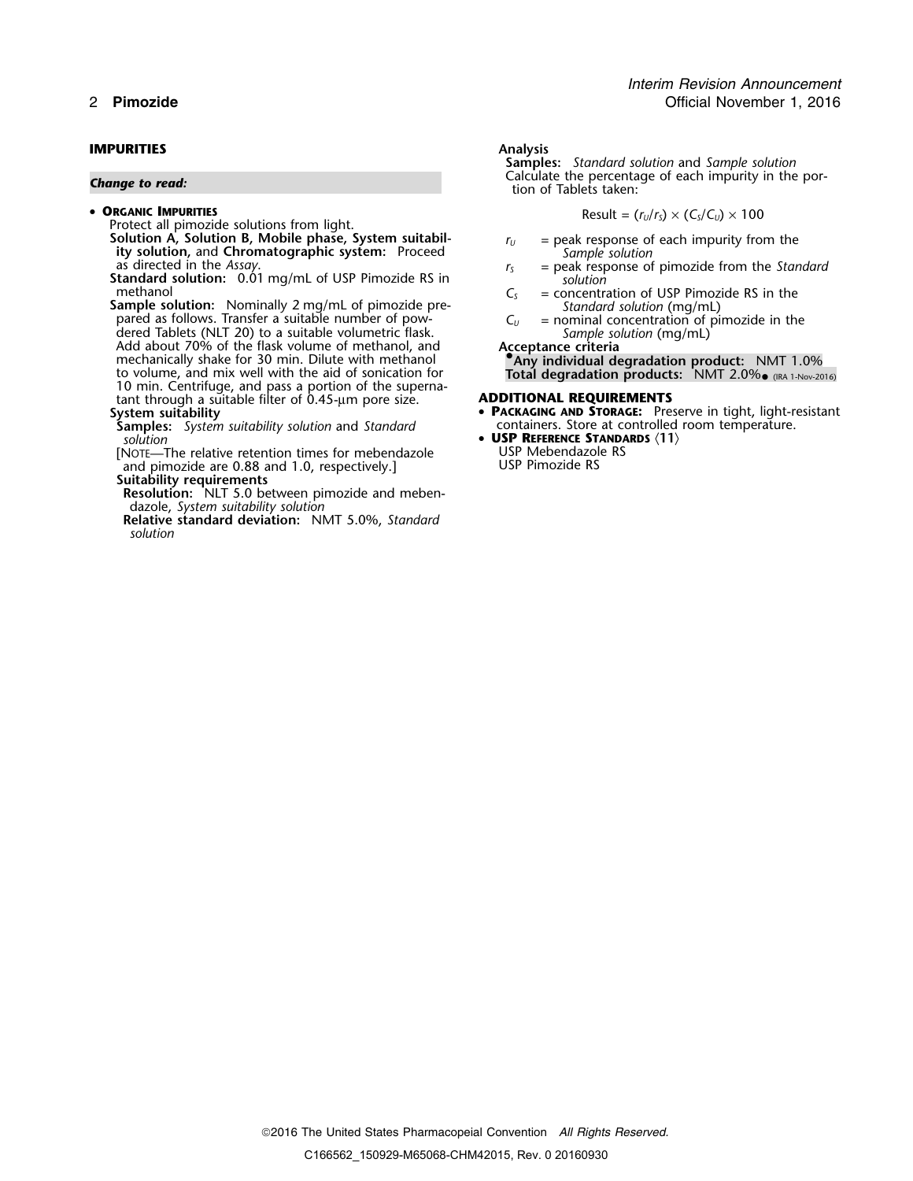## IMPURITIES

***Change to read:***

- **ORGANIC IMPURITIES**

  Protect all pimozide solutions from light.

  **Solution A, Solution B, Mobile phase, System suitability solution,** and **Chromatographic system:** Proceed as directed in the *Assay*.

  **Standard solution:** 0.01 mg/mL of USP Pimozide RS in methanol

  **Sample solution:** Nominally 2 mg/mL of pimozide prepared as follows. Transfer a suitable number of powdered Tablets (NLT 20) to a suitable volumetric flask. Add about 70% of the flask volume of methanol, and mechanically shake for 30 min. Dilute with methanol to volume, and mix well with the aid of sonication for 10 min. Centrifuge, and pass a portion of the supernatant through a suitable filter of 0.45-µm pore size.

  **System suitability**

  **Samples:** *System suitability solution* and *Standard solution*

  [NOTE—The relative retention times for mebendazole and pimozide are 0.88 and 1.0, respectively.]

  **Suitability requirements**

  **Resolution:** NLT 5.0 between pimozide and mebendazole, *System suitability solution*

  **Relative standard deviation:** NMT 5.0%, *Standard solution*

  **Analysis**

  **Samples:** *Standard solution* and *Sample solution*

  Calculate the percentage of each impurity in the portion of Tablets taken:

$$\text{Result} = (r_U/r_S) \times (C_S/C_U) \times 100$$

  $r_U$ = peak response of each impurity from the *Sample solution*

  $r_S$ = peak response of pimozide from the *Standard solution*

  $C_S$ = concentration of USP Pimozide RS in the *Standard solution* (mg/mL)

  $C_U$ = nominal concentration of pimozide in the *Sample solution* (mg/mL)

  **Acceptance criteria**

  •**Any individual degradation product:** NMT 1.0%

  **Total degradation products:** NMT 2.0%• (IRA 1-Nov-2016)

## ADDITIONAL REQUIREMENTS

- **PACKAGING AND STORAGE:** Preserve in tight, light-resistant containers. Store at controlled room temperature.
- **USP REFERENCE STANDARDS ⟨11⟩**

  USP Mebendazole RS

  USP Pimozide RS